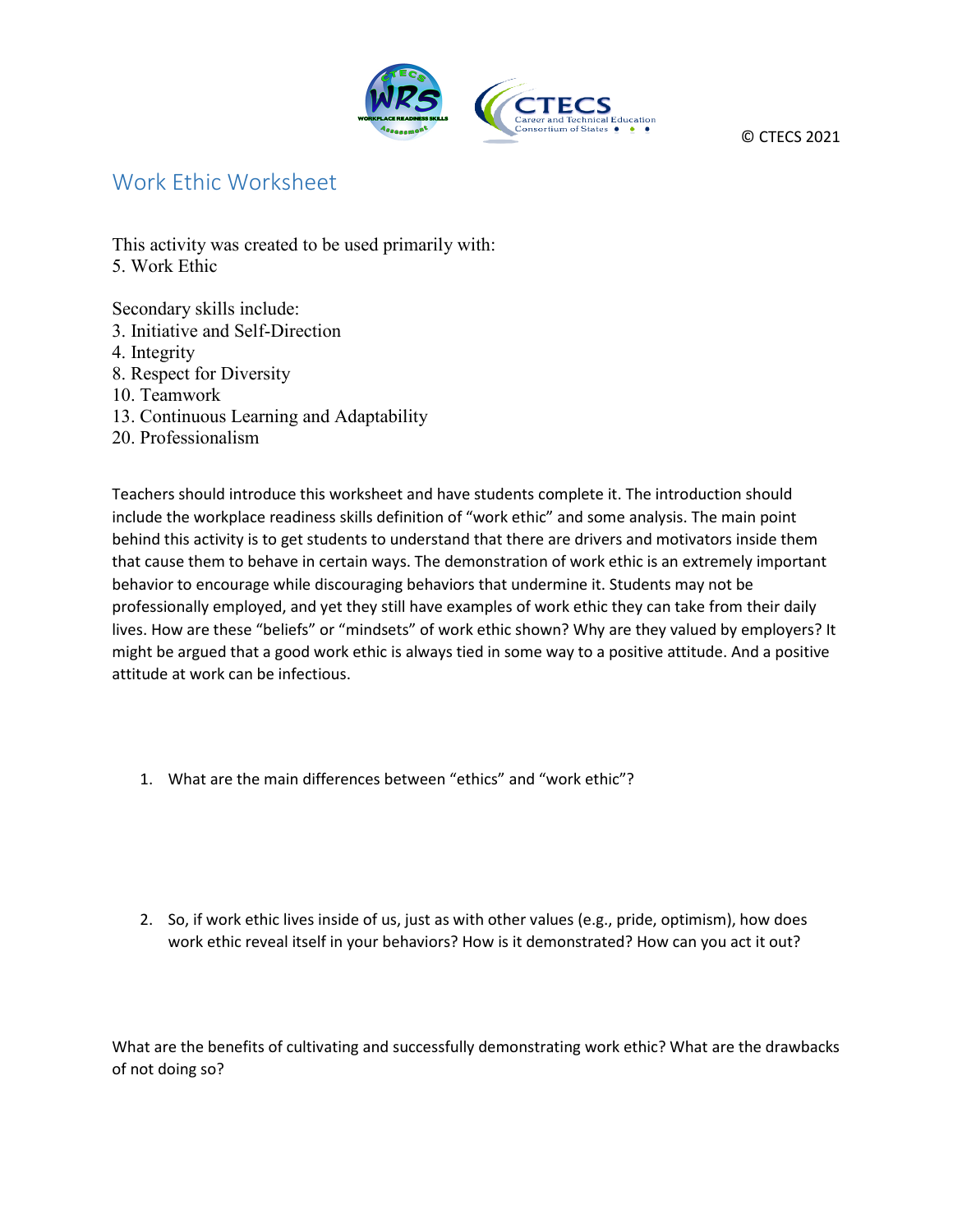© CTECS 2021

# Work Ethic Worksheet

This activity was created to be used primarily with:
5. Work Ethic

Secondary skills include:
3. Initiative and Self-Direction
4. Integrity
8. Respect for Diversity
10. Teamwork
13. Continuous Learning and Adaptability
20. Professionalism

Teachers should introduce this worksheet and have students complete it. The introduction should include the workplace readiness skills definition of "work ethic" and some analysis. The main point behind this activity is to get students to understand that there are drivers and motivators inside them that cause them to behave in certain ways. The demonstration of work ethic is an extremely important behavior to encourage while discouraging behaviors that undermine it. Students may not be professionally employed, and yet they still have examples of work ethic they can take from their daily lives. How are these "beliefs" or "mindsets" of work ethic shown? Why are they valued by employers? It might be argued that a good work ethic is always tied in some way to a positive attitude. And a positive attitude at work can be infectious.

1. What are the main differences between "ethics" and "work ethic"?

2. So, if work ethic lives inside of us, just as with other values (e.g., pride, optimism), how does work ethic reveal itself in your behaviors? How is it demonstrated? How can you act it out?

What are the benefits of cultivating and successfully demonstrating work ethic? What are the drawbacks of not doing so?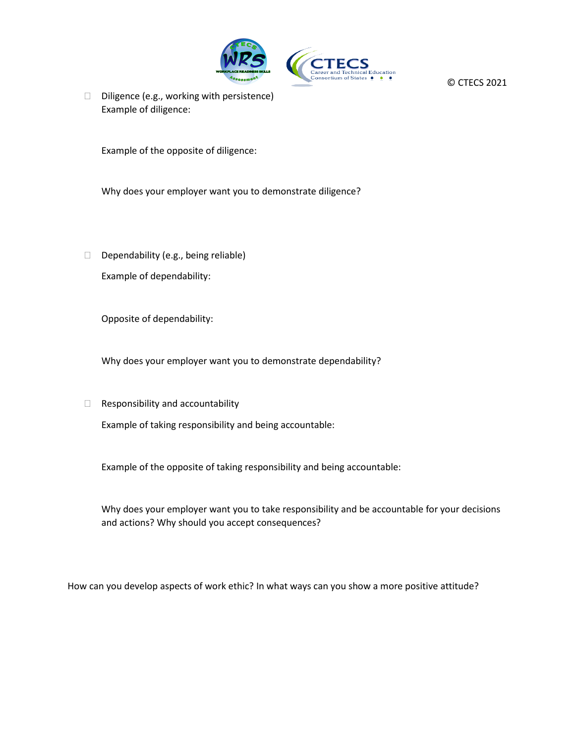- Diligence (e.g., working with persistence)

  Example of diligence:

  Example of the opposite of diligence:

  Why does your employer want you to demonstrate diligence?

- Dependability (e.g., being reliable)

  Example of dependability:

  Opposite of dependability:

  Why does your employer want you to demonstrate dependability?

- Responsibility and accountability

  Example of taking responsibility and being accountable:

  Example of the opposite of taking responsibility and being accountable:

  Why does your employer want you to take responsibility and be accountable for your decisions and actions? Why should you accept consequences?

How can you develop aspects of work ethic? In what ways can you show a more positive attitude?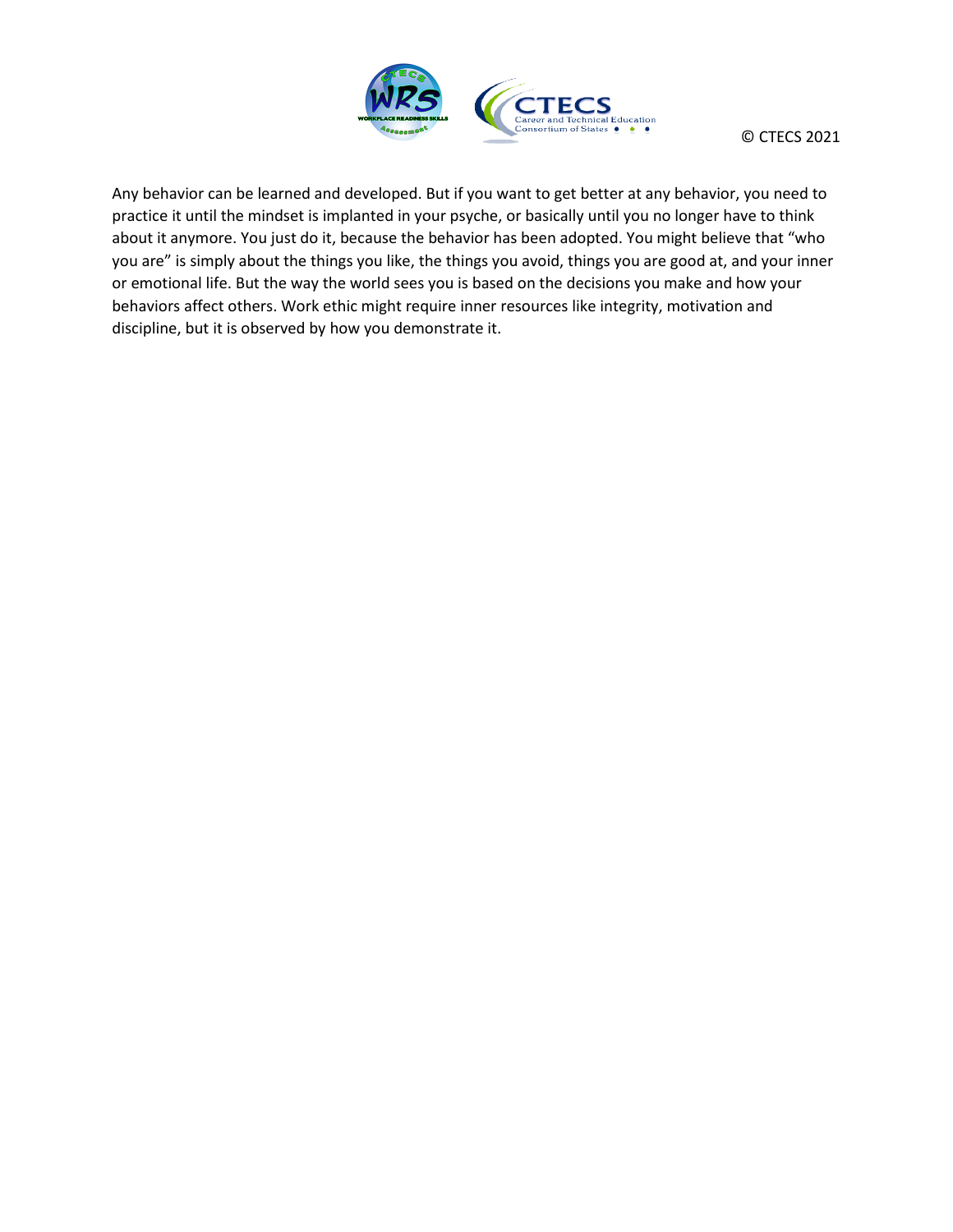Any behavior can be learned and developed. But if you want to get better at any behavior, you need to practice it until the mindset is implanted in your psyche, or basically until you no longer have to think about it anymore. You just do it, because the behavior has been adopted. You might believe that "who you are" is simply about the things you like, the things you avoid, things you are good at, and your inner or emotional life. But the way the world sees you is based on the decisions you make and how your behaviors affect others. Work ethic might require inner resources like integrity, motivation and discipline, but it is observed by how you demonstrate it.